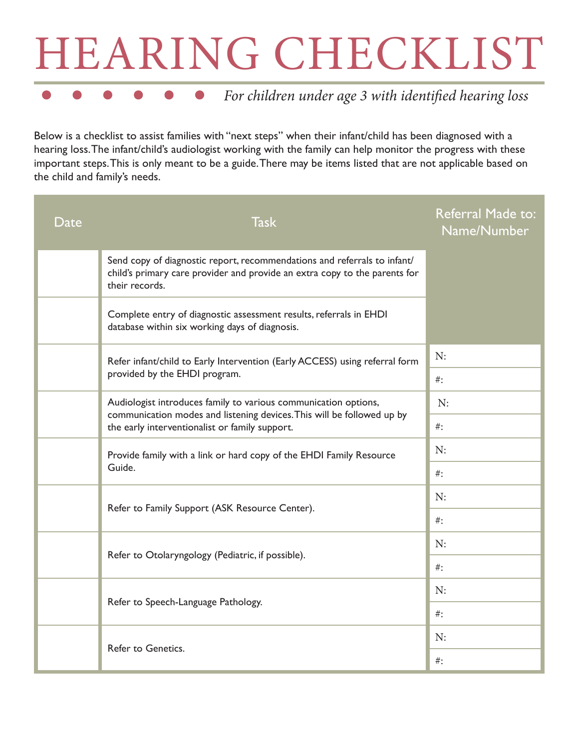# HEARING CHECKLIST

*For children under age 3 with identified hearing loss*

Below is a checklist to assist families with "next steps" when their infant/child has been diagnosed with a hearing loss. The infant/child's audiologist working with the family can help monitor the progress with these important steps. This is only meant to be a guide. There may be items listed that are not applicable based on the child and family's needs.

| Date | Task | Referral Made to: Name/Number |
|---|---|---|
| | Send copy of diagnostic report, recommendations and referrals to infant/child's primary care provider and provide an extra copy to the parents for their records. | |
| | Complete entry of diagnostic assessment results, referrals in EHDI database within six working days of diagnosis. | |
| | Refer infant/child to Early Intervention (Early ACCESS) using referral form provided by the EHDI program. | N:<br>#: |
| | Audiologist introduces family to various communication options, communication modes and listening devices. This will be followed up by the early interventionalist or family support. | N:<br>#: |
| | Provide family with a link or hard copy of the EHDI Family Resource Guide. | N:<br>#: |
| | Refer to Family Support (ASK Resource Center). | N:<br>#: |
| | Refer to Otolaryngology (Pediatric, if possible). | N:<br>#: |
| | Refer to Speech-Language Pathology. | N:<br>#: |
| | Refer to Genetics. | N:<br>#: |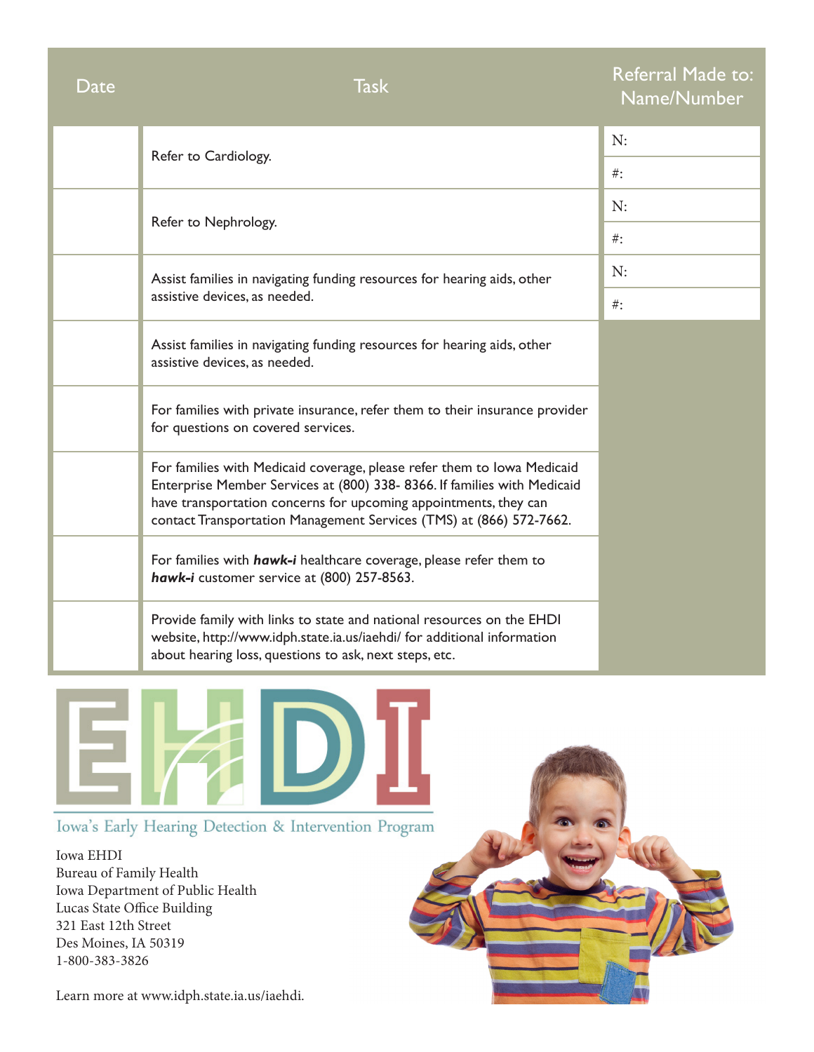| Date | Task | Referral Made to: Name/Number |
|---|---|---|
| | Refer to Cardiology. | N: #: |
| | Refer to Nephrology. | N: #: |
| | Assist families in navigating funding resources for hearing aids, other assistive devices, as needed. | N: #: |
| | Assist families in navigating funding resources for hearing aids, other assistive devices, as needed. | |
| | For families with private insurance, refer them to their insurance provider for questions on covered services. | |
| | For families with Medicaid coverage, please refer them to Iowa Medicaid Enterprise Member Services at (800) 338- 8366. If families with Medicaid have transportation concerns for upcoming appointments, they can contact Transportation Management Services (TMS) at (866) 572-7662. | |
| | For families with ***hawk-i*** healthcare coverage, please refer them to ***hawk-i*** customer service at (800) 257-8563. | |
| | Provide family with links to state and national resources on the EHDI website, http://www.idph.state.ia.us/iaehdi/ for additional information about hearing loss, questions to ask, next steps, etc. | |

EHDI

Iowa's Early Hearing Detection & Intervention Program

Iowa EHDI
Bureau of Family Health
Iowa Department of Public Health
Lucas State Office Building
321 East 12th Street
Des Moines, IA 50319
1-800-383-3826

Learn more at www.idph.state.ia.us/iaehdi.